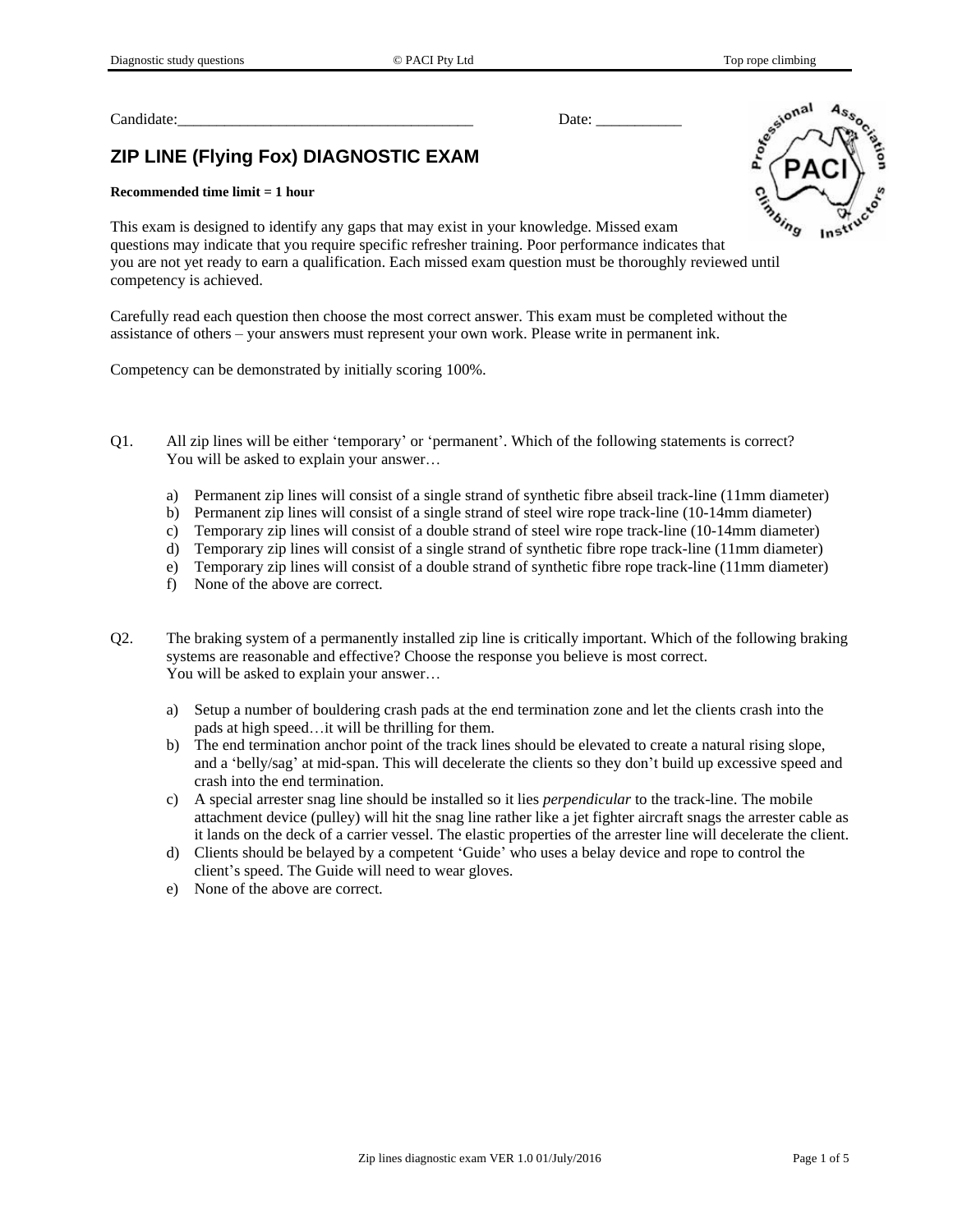Candidate:_______________________________________ Date: ___________

# ZIP LINE (Flying Fox) DIAGNOSTIC EXAM

**Recommended time limit = 1 hour**

This exam is designed to identify any gaps that may exist in your knowledge. Missed exam questions may indicate that you require specific refresher training. Poor performance indicates that you are not yet ready to earn a qualification. Each missed exam question must be thoroughly reviewed until competency is achieved.

Carefully read each question then choose the most correct answer. This exam must be completed without the assistance of others – your answers must represent your own work. Please write in permanent ink.

Competency can be demonstrated by initially scoring 100%.

Q1. All zip lines will be either 'temporary' or 'permanent'. Which of the following statements is correct? You will be asked to explain your answer…

a) Permanent zip lines will consist of a single strand of synthetic fibre abseil track-line (11mm diameter)
b) Permanent zip lines will consist of a single strand of steel wire rope track-line (10-14mm diameter)
c) Temporary zip lines will consist of a double strand of steel wire rope track-line (10-14mm diameter)
d) Temporary zip lines will consist of a single strand of synthetic fibre rope track-line (11mm diameter)
e) Temporary zip lines will consist of a double strand of synthetic fibre rope track-line (11mm diameter)
f) None of the above are correct.

Q2. The braking system of a permanently installed zip line is critically important. Which of the following braking systems are reasonable and effective? Choose the response you believe is most correct. You will be asked to explain your answer…

a) Setup a number of bouldering crash pads at the end termination zone and let the clients crash into the pads at high speed…it will be thrilling for them.
b) The end termination anchor point of the track lines should be elevated to create a natural rising slope, and a 'belly/sag' at mid-span. This will decelerate the clients so they don't build up excessive speed and crash into the end termination.
c) A special arrester snag line should be installed so it lies *perpendicular* to the track-line. The mobile attachment device (pulley) will hit the snag line rather like a jet fighter aircraft snags the arrester cable as it lands on the deck of a carrier vessel. The elastic properties of the arrester line will decelerate the client.
d) Clients should be belayed by a competent 'Guide' who uses a belay device and rope to control the client's speed. The Guide will need to wear gloves.
e) None of the above are correct.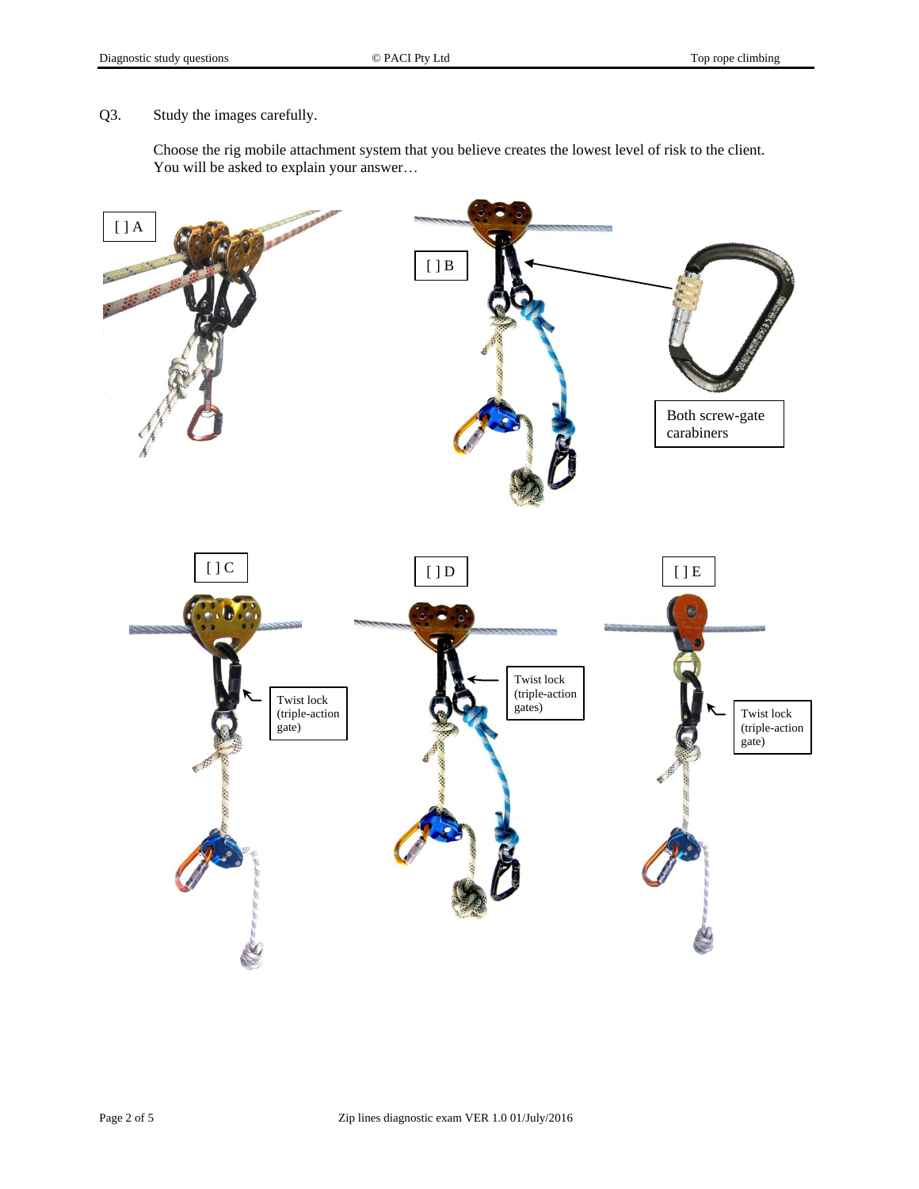Q3. Study the images carefully.

Choose the rig mobile attachment system that you believe creates the lowest level of risk to the client.
You will be asked to explain your answer…

[ ] A

[ ] B

Both screw-gate carabiners

[ ] C

Twist lock (triple-action gate)

[ ] D

Twist lock (triple-action gates)

[ ] E

Twist lock (triple-action gate)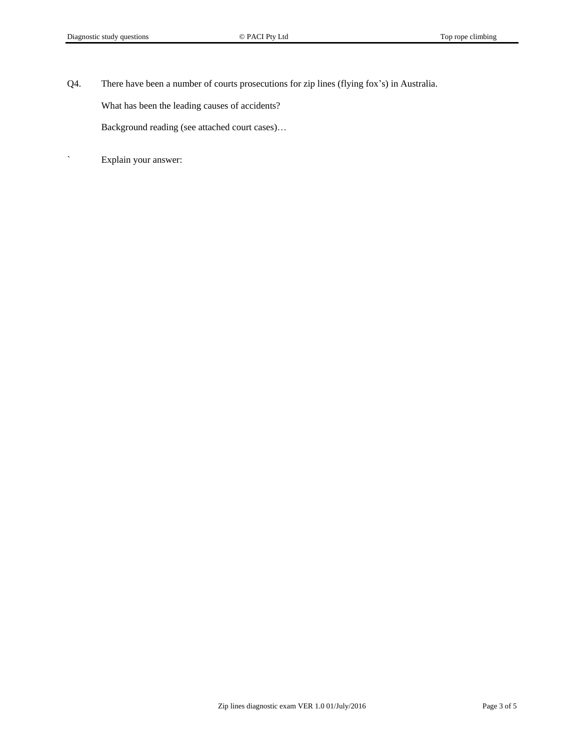Q4. There have been a number of courts prosecutions for zip lines (flying fox's) in Australia.

What has been the leading causes of accidents?

Background reading (see attached court cases)…

` Explain your answer: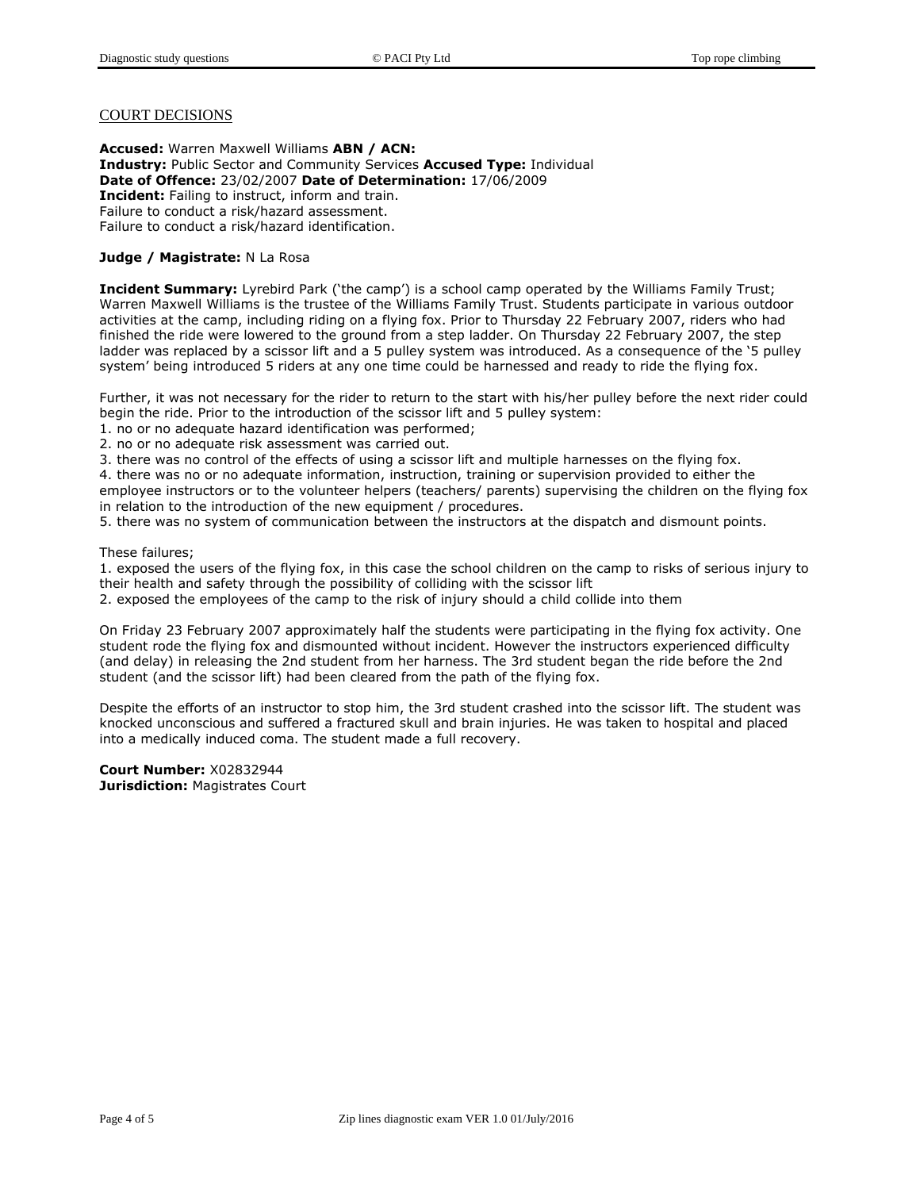## COURT DECISIONS

**Accused:** Warren Maxwell Williams **ABN / ACN:**
**Industry:** Public Sector and Community Services **Accused Type:** Individual
**Date of Offence:** 23/02/2007 **Date of Determination:** 17/06/2009
**Incident:** Failing to instruct, inform and train.
Failure to conduct a risk/hazard assessment.
Failure to conduct a risk/hazard identification.

**Judge / Magistrate:** N La Rosa

**Incident Summary:** Lyrebird Park ('the camp') is a school camp operated by the Williams Family Trust; Warren Maxwell Williams is the trustee of the Williams Family Trust. Students participate in various outdoor activities at the camp, including riding on a flying fox. Prior to Thursday 22 February 2007, riders who had finished the ride were lowered to the ground from a step ladder. On Thursday 22 February 2007, the step ladder was replaced by a scissor lift and a 5 pulley system was introduced. As a consequence of the '5 pulley system' being introduced 5 riders at any one time could be harnessed and ready to ride the flying fox.

Further, it was not necessary for the rider to return to the start with his/her pulley before the next rider could begin the ride. Prior to the introduction of the scissor lift and 5 pulley system:

1. no or no adequate hazard identification was performed;
2. no or no adequate risk assessment was carried out.
3. there was no control of the effects of using a scissor lift and multiple harnesses on the flying fox.
4. there was no or no adequate information, instruction, training or supervision provided to either the employee instructors or to the volunteer helpers (teachers/ parents) supervising the children on the flying fox in relation to the introduction of the new equipment / procedures.
5. there was no system of communication between the instructors at the dispatch and dismount points.

These failures;

1. exposed the users of the flying fox, in this case the school children on the camp to risks of serious injury to their health and safety through the possibility of colliding with the scissor lift
2. exposed the employees of the camp to the risk of injury should a child collide into them

On Friday 23 February 2007 approximately half the students were participating in the flying fox activity. One student rode the flying fox and dismounted without incident. However the instructors experienced difficulty (and delay) in releasing the 2nd student from her harness. The 3rd student began the ride before the 2nd student (and the scissor lift) had been cleared from the path of the flying fox.

Despite the efforts of an instructor to stop him, the 3rd student crashed into the scissor lift. The student was knocked unconscious and suffered a fractured skull and brain injuries. He was taken to hospital and placed into a medically induced coma. The student made a full recovery.

**Court Number:** X02832944
**Jurisdiction:** Magistrates Court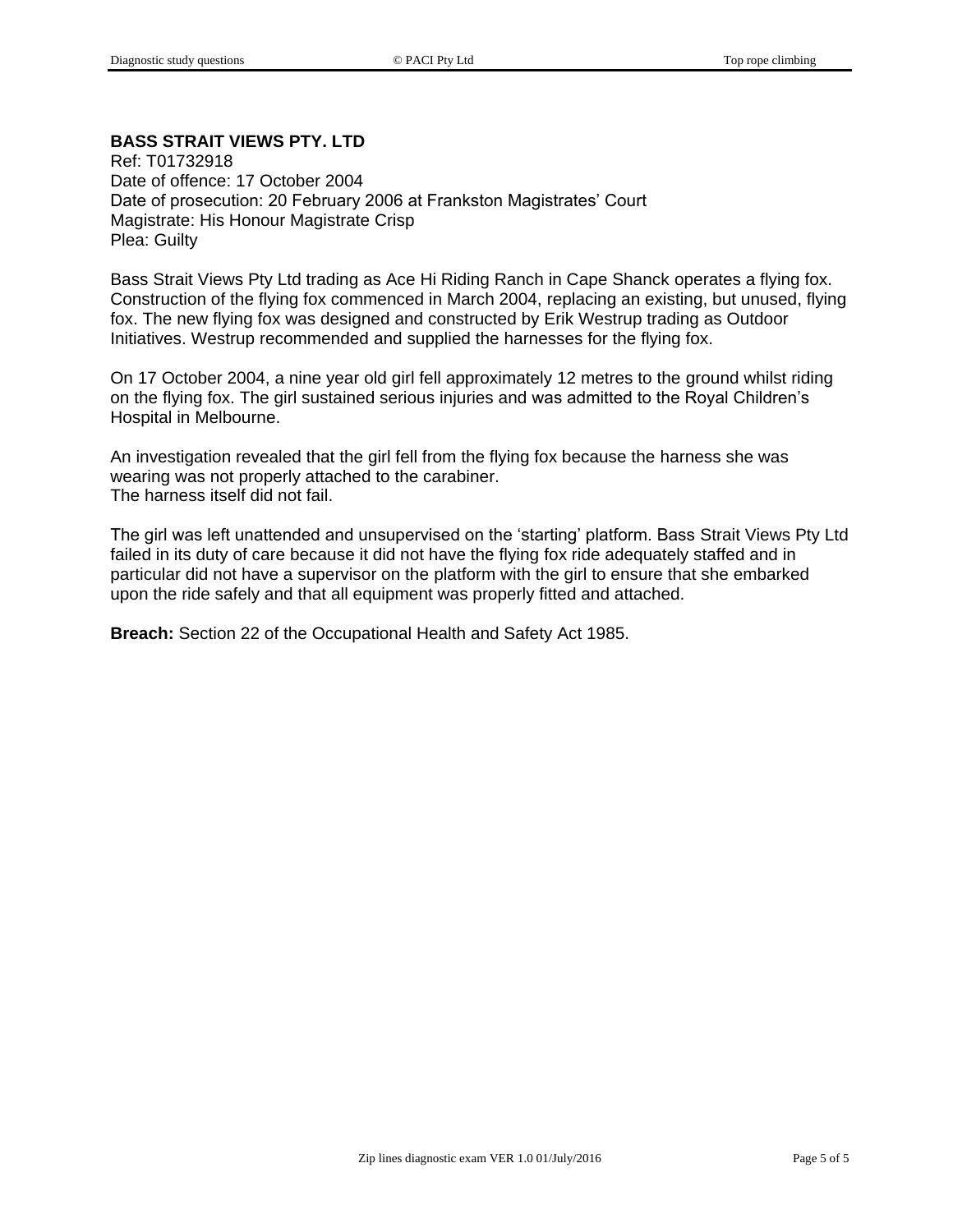**BASS STRAIT VIEWS PTY. LTD**

Ref: T01732918
Date of offence: 17 October 2004
Date of prosecution: 20 February 2006 at Frankston Magistrates' Court
Magistrate: His Honour Magistrate Crisp
Plea: Guilty

Bass Strait Views Pty Ltd trading as Ace Hi Riding Ranch in Cape Shanck operates a flying fox. Construction of the flying fox commenced in March 2004, replacing an existing, but unused, flying fox. The new flying fox was designed and constructed by Erik Westrup trading as Outdoor Initiatives. Westrup recommended and supplied the harnesses for the flying fox.

On 17 October 2004, a nine year old girl fell approximately 12 metres to the ground whilst riding on the flying fox. The girl sustained serious injuries and was admitted to the Royal Children's Hospital in Melbourne.

An investigation revealed that the girl fell from the flying fox because the harness she was wearing was not properly attached to the carabiner.
The harness itself did not fail.

The girl was left unattended and unsupervised on the 'starting' platform. Bass Strait Views Pty Ltd failed in its duty of care because it did not have the flying fox ride adequately staffed and in particular did not have a supervisor on the platform with the girl to ensure that she embarked upon the ride safely and that all equipment was properly fitted and attached.

**Breach:** Section 22 of the Occupational Health and Safety Act 1985.